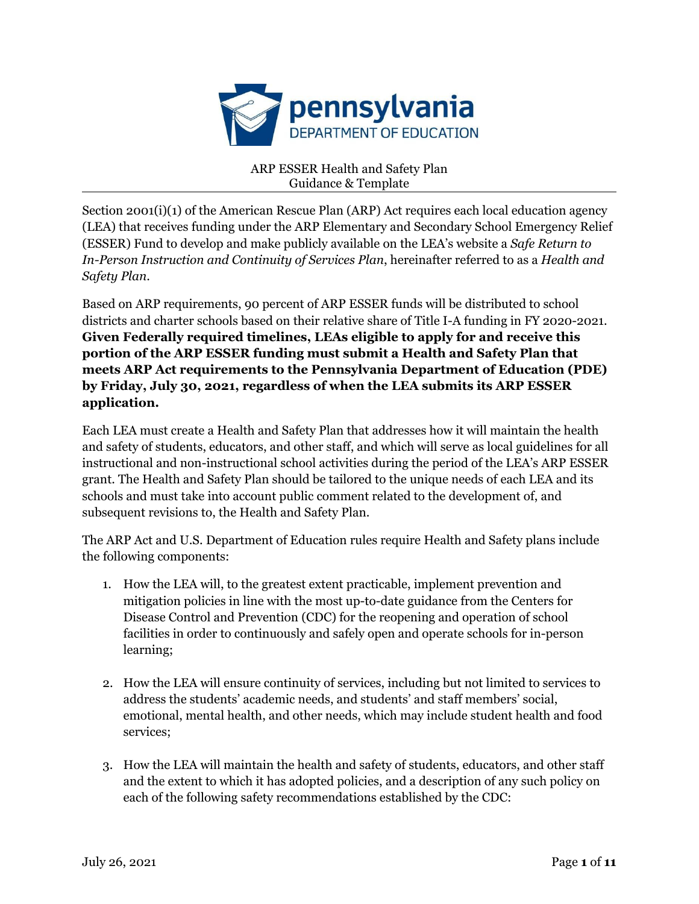ARP ESSER Health and Safety Plan
Guidance & Template

Section 2001(i)(1) of the American Rescue Plan (ARP) Act requires each local education agency (LEA) that receives funding under the ARP Elementary and Secondary School Emergency Relief (ESSER) Fund to develop and make publicly available on the LEA's website a *Safe Return to In-Person Instruction and Continuity of Services Plan*, hereinafter referred to as a *Health and Safety Plan*.

Based on ARP requirements, 90 percent of ARP ESSER funds will be distributed to school districts and charter schools based on their relative share of Title I-A funding in FY 2020-2021. **Given Federally required timelines, LEAs eligible to apply for and receive this portion of the ARP ESSER funding must submit a Health and Safety Plan that meets ARP Act requirements to the Pennsylvania Department of Education (PDE) by Friday, July 30, 2021, regardless of when the LEA submits its ARP ESSER application.**

Each LEA must create a Health and Safety Plan that addresses how it will maintain the health and safety of students, educators, and other staff, and which will serve as local guidelines for all instructional and non-instructional school activities during the period of the LEA's ARP ESSER grant. The Health and Safety Plan should be tailored to the unique needs of each LEA and its schools and must take into account public comment related to the development of, and subsequent revisions to, the Health and Safety Plan.

The ARP Act and U.S. Department of Education rules require Health and Safety plans include the following components:

1. How the LEA will, to the greatest extent practicable, implement prevention and mitigation policies in line with the most up-to-date guidance from the Centers for Disease Control and Prevention (CDC) for the reopening and operation of school facilities in order to continuously and safely open and operate schools for in-person learning;

2. How the LEA will ensure continuity of services, including but not limited to services to address the students' academic needs, and students' and staff members' social, emotional, mental health, and other needs, which may include student health and food services;

3. How the LEA will maintain the health and safety of students, educators, and other staff and the extent to which it has adopted policies, and a description of any such policy on each of the following safety recommendations established by the CDC: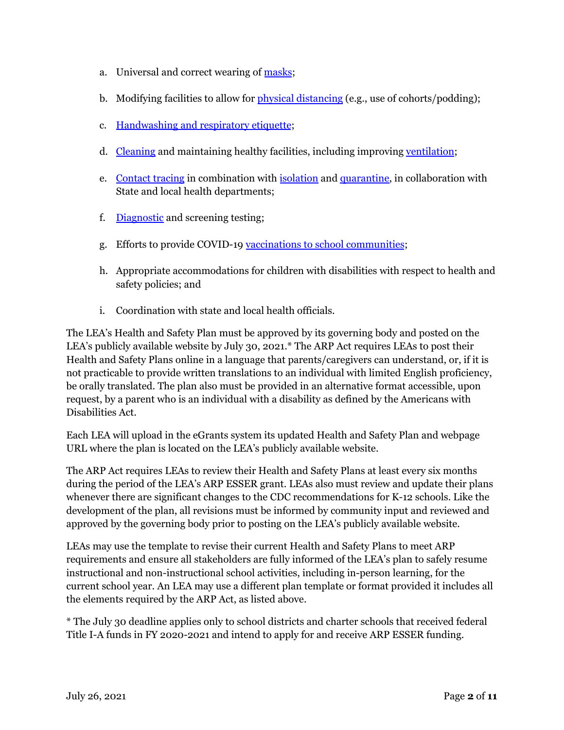a. Universal and correct wearing of masks;

b. Modifying facilities to allow for physical distancing (e.g., use of cohorts/podding);

c. Handwashing and respiratory etiquette;

d. Cleaning and maintaining healthy facilities, including improving ventilation;

e. Contact tracing in combination with isolation and quarantine, in collaboration with State and local health departments;

f. Diagnostic and screening testing;

g. Efforts to provide COVID-19 vaccinations to school communities;

h. Appropriate accommodations for children with disabilities with respect to health and safety policies; and

i. Coordination with state and local health officials.

The LEA's Health and Safety Plan must be approved by its governing body and posted on the LEA's publicly available website by July 30, 2021.* The ARP Act requires LEAs to post their Health and Safety Plans online in a language that parents/caregivers can understand, or, if it is not practicable to provide written translations to an individual with limited English proficiency, be orally translated. The plan also must be provided in an alternative format accessible, upon request, by a parent who is an individual with a disability as defined by the Americans with Disabilities Act.

Each LEA will upload in the eGrants system its updated Health and Safety Plan and webpage URL where the plan is located on the LEA's publicly available website.

The ARP Act requires LEAs to review their Health and Safety Plans at least every six months during the period of the LEA's ARP ESSER grant. LEAs also must review and update their plans whenever there are significant changes to the CDC recommendations for K-12 schools. Like the development of the plan, all revisions must be informed by community input and reviewed and approved by the governing body prior to posting on the LEA's publicly available website.

LEAs may use the template to revise their current Health and Safety Plans to meet ARP requirements and ensure all stakeholders are fully informed of the LEA's plan to safely resume instructional and non-instructional school activities, including in-person learning, for the current school year. An LEA may use a different plan template or format provided it includes all the elements required by the ARP Act, as listed above.

* The July 30 deadline applies only to school districts and charter schools that received federal Title I-A funds in FY 2020-2021 and intend to apply for and receive ARP ESSER funding.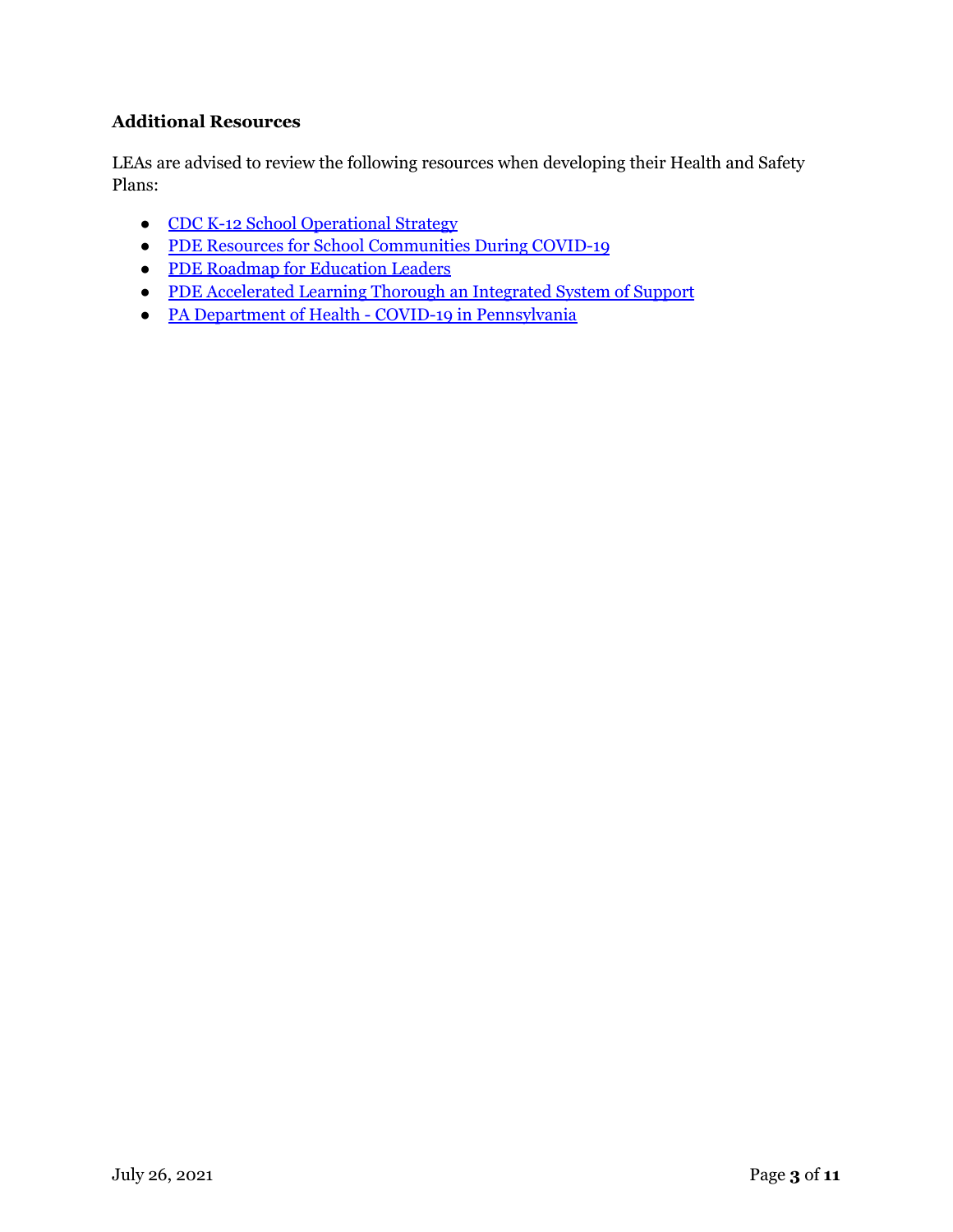### Additional Resources

LEAs are advised to review the following resources when developing their Health and Safety Plans:

- CDC K-12 School Operational Strategy
- PDE Resources for School Communities During COVID-19
- PDE Roadmap for Education Leaders
- PDE Accelerated Learning Thorough an Integrated System of Support
- PA Department of Health - COVID-19 in Pennsylvania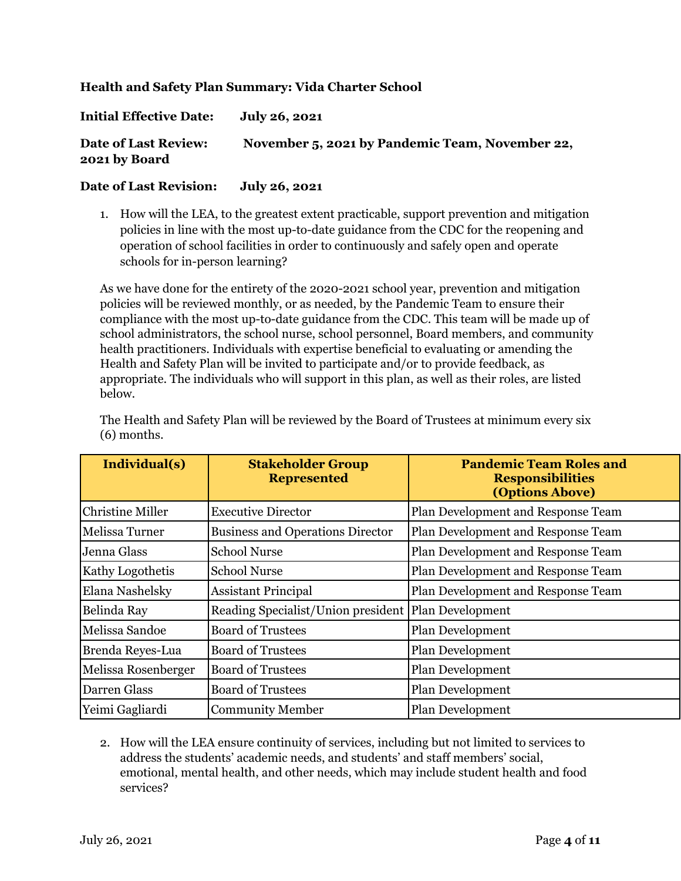**Health and Safety Plan Summary: Vida Charter School**

**Initial Effective Date:** **July 26, 2021**

**Date of Last Review:** **November 5, 2021 by Pandemic Team, November 22, 2021 by Board**

**Date of Last Revision:** **July 26, 2021**

1. How will the LEA, to the greatest extent practicable, support prevention and mitigation policies in line with the most up-to-date guidance from the CDC for the reopening and operation of school facilities in order to continuously and safely open and operate schools for in-person learning?

As we have done for the entirety of the 2020-2021 school year, prevention and mitigation policies will be reviewed monthly, or as needed, by the Pandemic Team to ensure their compliance with the most up-to-date guidance from the CDC. This team will be made up of school administrators, the school nurse, school personnel, Board members, and community health practitioners. Individuals with expertise beneficial to evaluating or amending the Health and Safety Plan will be invited to participate and/or to provide feedback, as appropriate. The individuals who will support in this plan, as well as their roles, are listed below.

The Health and Safety Plan will be reviewed by the Board of Trustees at minimum every six (6) months.

| Individual(s) | Stakeholder Group Represented | Pandemic Team Roles and Responsibilities (Options Above) |
|---|---|---|
| Christine Miller | Executive Director | Plan Development and Response Team |
| Melissa Turner | Business and Operations Director | Plan Development and Response Team |
| Jenna Glass | School Nurse | Plan Development and Response Team |
| Kathy Logothetis | School Nurse | Plan Development and Response Team |
| Elana Nashelsky | Assistant Principal | Plan Development and Response Team |
| Belinda Ray | Reading Specialist/Union president | Plan Development |
| Melissa Sandoe | Board of Trustees | Plan Development |
| Brenda Reyes-Lua | Board of Trustees | Plan Development |
| Melissa Rosenberger | Board of Trustees | Plan Development |
| Darren Glass | Board of Trustees | Plan Development |
| Yeimi Gagliardi | Community Member | Plan Development |

2. How will the LEA ensure continuity of services, including but not limited to services to address the students' academic needs, and students' and staff members' social, emotional, mental health, and other needs, which may include student health and food services?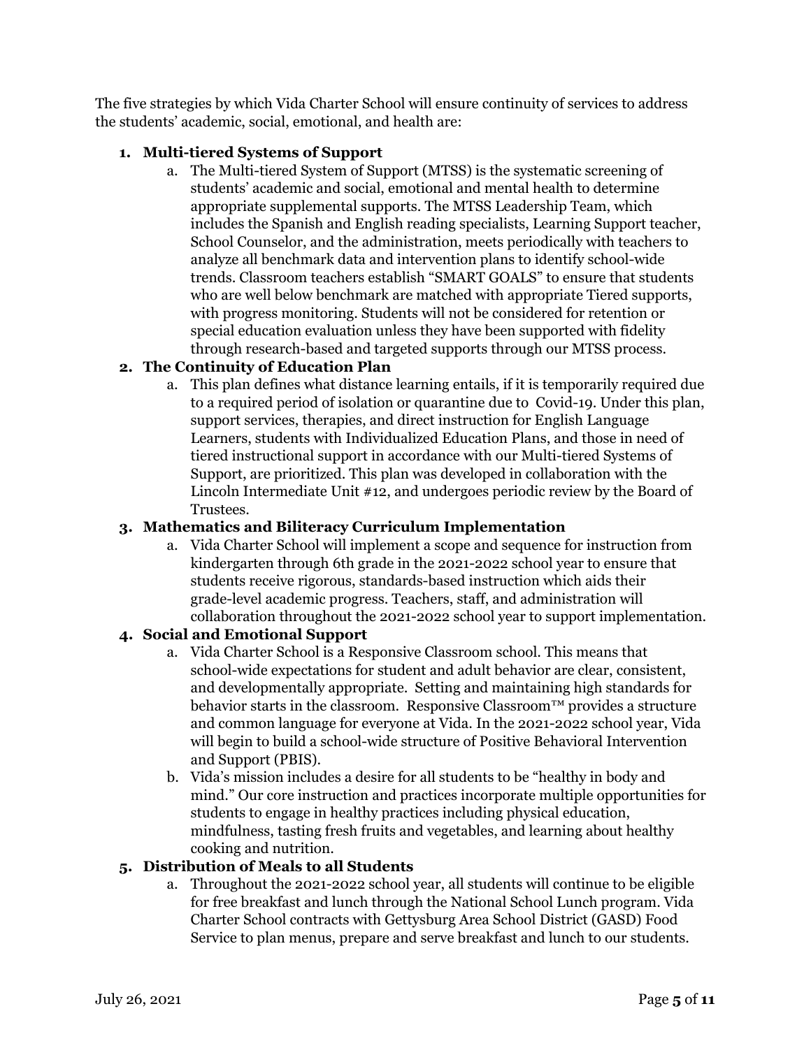The five strategies by which Vida Charter School will ensure continuity of services to address the students' academic, social, emotional, and health are:

1. **Multi-tiered Systems of Support**
    a. The Multi-tiered System of Support (MTSS) is the systematic screening of students' academic and social, emotional and mental health to determine appropriate supplemental supports. The MTSS Leadership Team, which includes the Spanish and English reading specialists, Learning Support teacher, School Counselor, and the administration, meets periodically with teachers to analyze all benchmark data and intervention plans to identify school-wide trends. Classroom teachers establish "SMART GOALS" to ensure that students who are well below benchmark are matched with appropriate Tiered supports, with progress monitoring. Students will not be considered for retention or special education evaluation unless they have been supported with fidelity through research-based and targeted supports through our MTSS process.

2. **The Continuity of Education Plan**
    a. This plan defines what distance learning entails, if it is temporarily required due to a required period of isolation or quarantine due to Covid-19. Under this plan, support services, therapies, and direct instruction for English Language Learners, students with Individualized Education Plans, and those in need of tiered instructional support in accordance with our Multi-tiered Systems of Support, are prioritized. This plan was developed in collaboration with the Lincoln Intermediate Unit #12, and undergoes periodic review by the Board of Trustees.

3. **Mathematics and Biliteracy Curriculum Implementation**
    a. Vida Charter School will implement a scope and sequence for instruction from kindergarten through 6th grade in the 2021-2022 school year to ensure that students receive rigorous, standards-based instruction which aids their grade-level academic progress. Teachers, staff, and administration will collaboration throughout the 2021-2022 school year to support implementation.

4. **Social and Emotional Support**
    a. Vida Charter School is a Responsive Classroom school. This means that school-wide expectations for student and adult behavior are clear, consistent, and developmentally appropriate. Setting and maintaining high standards for behavior starts in the classroom. Responsive Classroom™ provides a structure and common language for everyone at Vida. In the 2021-2022 school year, Vida will begin to build a school-wide structure of Positive Behavioral Intervention and Support (PBIS).
    b. Vida's mission includes a desire for all students to be "healthy in body and mind." Our core instruction and practices incorporate multiple opportunities for students to engage in healthy practices including physical education, mindfulness, tasting fresh fruits and vegetables, and learning about healthy cooking and nutrition.

5. **Distribution of Meals to all Students**
    a. Throughout the 2021-2022 school year, all students will continue to be eligible for free breakfast and lunch through the National School Lunch program. Vida Charter School contracts with Gettysburg Area School District (GASD) Food Service to plan menus, prepare and serve breakfast and lunch to our students.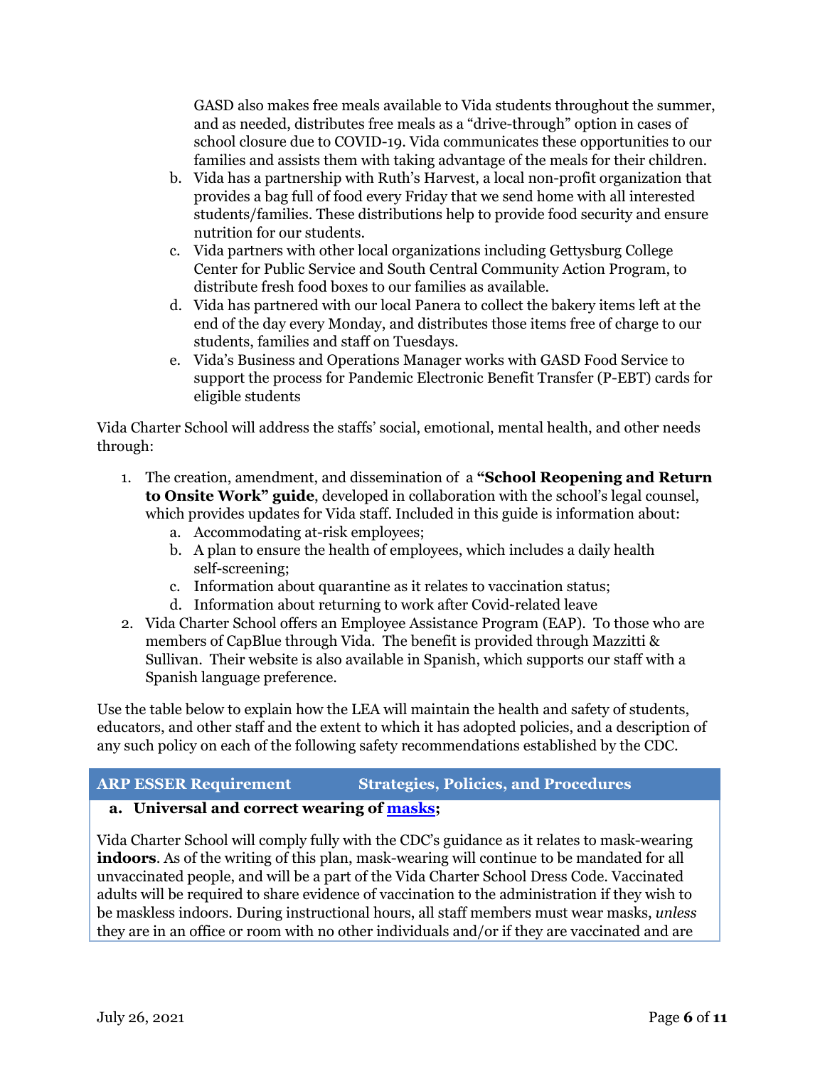GASD also makes free meals available to Vida students throughout the summer, and as needed, distributes free meals as a "drive-through" option in cases of school closure due to COVID-19. Vida communicates these opportunities to our families and assists them with taking advantage of the meals for their children.

b. Vida has a partnership with Ruth's Harvest, a local non-profit organization that provides a bag full of food every Friday that we send home with all interested students/families. These distributions help to provide food security and ensure nutrition for our students.
c. Vida partners with other local organizations including Gettysburg College Center for Public Service and South Central Community Action Program, to distribute fresh food boxes to our families as available.
d. Vida has partnered with our local Panera to collect the bakery items left at the end of the day every Monday, and distributes those items free of charge to our students, families and staff on Tuesdays.
e. Vida's Business and Operations Manager works with GASD Food Service to support the process for Pandemic Electronic Benefit Transfer (P-EBT) cards for eligible students

Vida Charter School will address the staffs' social, emotional, mental health, and other needs through:

1. The creation, amendment, and dissemination of a **"School Reopening and Return to Onsite Work" guide**, developed in collaboration with the school's legal counsel, which provides updates for Vida staff. Included in this guide is information about:
   a. Accommodating at-risk employees;
   b. A plan to ensure the health of employees, which includes a daily health self-screening;
   c. Information about quarantine as it relates to vaccination status;
   d. Information about returning to work after Covid-related leave
2. Vida Charter School offers an Employee Assistance Program (EAP). To those who are members of CapBlue through Vida. The benefit is provided through Mazzitti & Sullivan. Their website is also available in Spanish, which supports our staff with a Spanish language preference.

Use the table below to explain how the LEA will maintain the health and safety of students, educators, and other staff and the extent to which it has adopted policies, and a description of any such policy on each of the following safety recommendations established by the CDC.

| ARP ESSER Requirement | Strategies, Policies, and Procedures |
|---|---|
| **a. Universal and correct wearing of masks;** | |
| Vida Charter School will comply fully with the CDC's guidance as it relates to mask-wearing **indoors**. As of the writing of this plan, mask-wearing will continue to be mandated for all unvaccinated people, and will be a part of the Vida Charter School Dress Code. Vaccinated adults will be required to share evidence of vaccination to the administration if they wish to be maskless indoors. During instructional hours, all staff members must wear masks, *unless* they are in an office or room with no other individuals and/or if they are vaccinated and are | |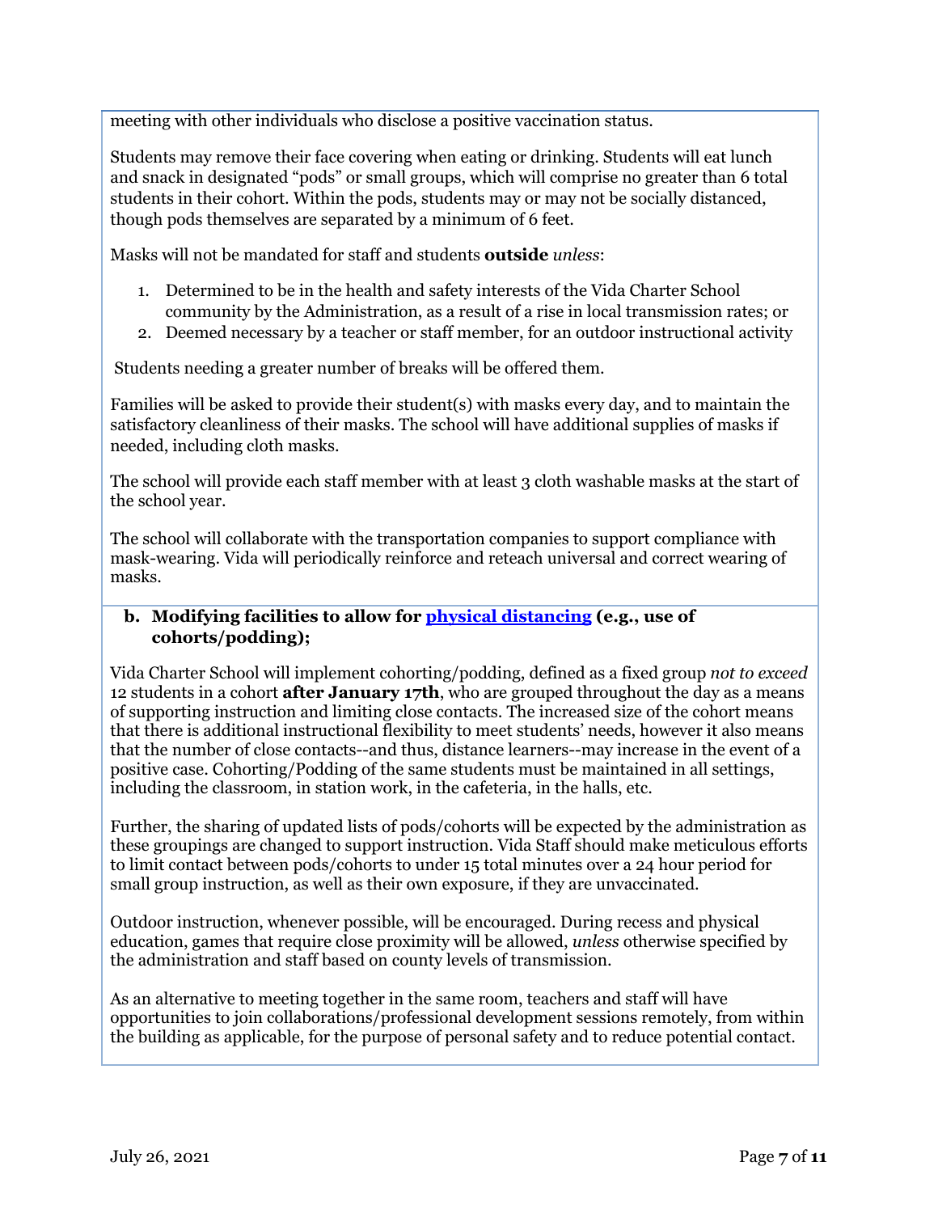meeting with other individuals who disclose a positive vaccination status.

Students may remove their face covering when eating or drinking. Students will eat lunch and snack in designated "pods" or small groups, which will comprise no greater than 6 total students in their cohort. Within the pods, students may or may not be socially distanced, though pods themselves are separated by a minimum of 6 feet.

Masks will not be mandated for staff and students **outside** *unless*:

1. Determined to be in the health and safety interests of the Vida Charter School community by the Administration, as a result of a rise in local transmission rates; or
2. Deemed necessary by a teacher or staff member, for an outdoor instructional activity

Students needing a greater number of breaks will be offered them.

Families will be asked to provide their student(s) with masks every day, and to maintain the satisfactory cleanliness of their masks. The school will have additional supplies of masks if needed, including cloth masks.

The school will provide each staff member with at least 3 cloth washable masks at the start of the school year.

The school will collaborate with the transportation companies to support compliance with mask-wearing. Vida will periodically reinforce and reteach universal and correct wearing of masks.

**b. Modifying facilities to allow for [physical distancing](https://www.cdc.gov/coronavirus/2019-ncov/community/schools-childcare/k-12-guidance.html) (e.g., use of cohorts/podding);**

Vida Charter School will implement cohorting/podding, defined as a fixed group *not to exceed* 12 students in a cohort **after January 17th**, who are grouped throughout the day as a means of supporting instruction and limiting close contacts. The increased size of the cohort means that there is additional instructional flexibility to meet students' needs, however it also means that the number of close contacts--and thus, distance learners--may increase in the event of a positive case. Cohorting/Podding of the same students must be maintained in all settings, including the classroom, in station work, in the cafeteria, in the halls, etc.

Further, the sharing of updated lists of pods/cohorts will be expected by the administration as these groupings are changed to support instruction. Vida Staff should make meticulous efforts to limit contact between pods/cohorts to under 15 total minutes over a 24 hour period for small group instruction, as well as their own exposure, if they are unvaccinated.

Outdoor instruction, whenever possible, will be encouraged. During recess and physical education, games that require close proximity will be allowed, *unless* otherwise specified by the administration and staff based on county levels of transmission.

As an alternative to meeting together in the same room, teachers and staff will have opportunities to join collaborations/professional development sessions remotely, from within the building as applicable, for the purpose of personal safety and to reduce potential contact.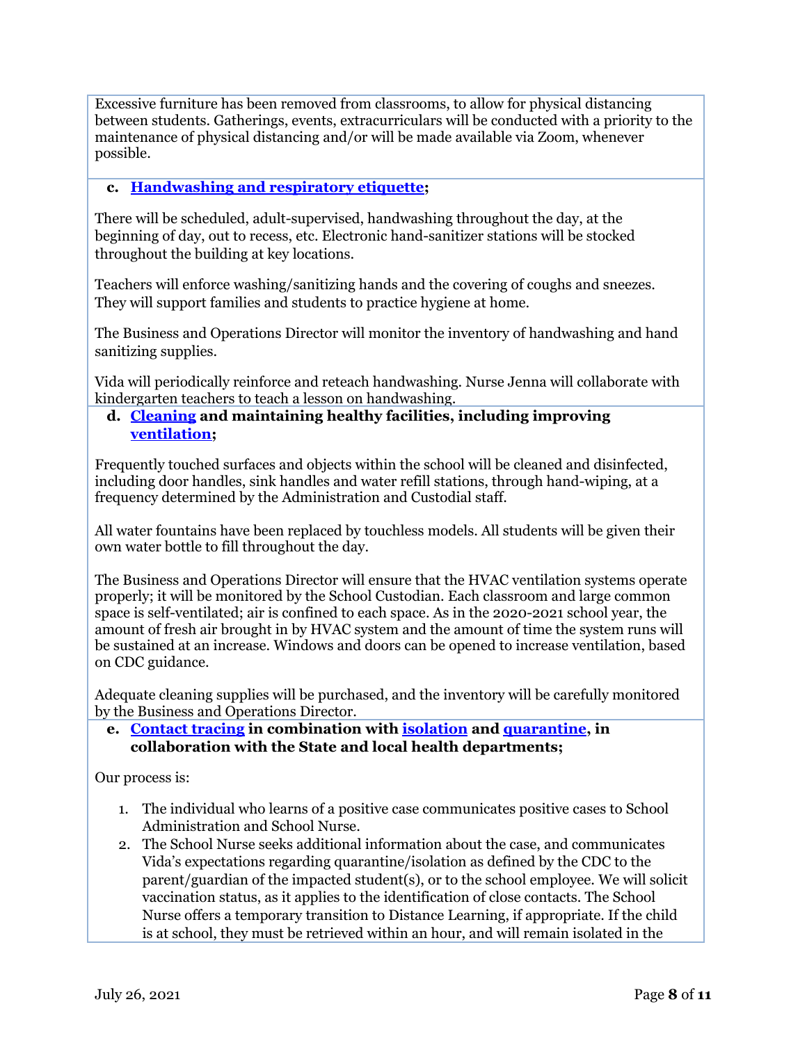Excessive furniture has been removed from classrooms, to allow for physical distancing between students. Gatherings, events, extracurriculars will be conducted with a priority to the maintenance of physical distancing and/or will be made available via Zoom, whenever possible.

**c. Handwashing and respiratory etiquette;**

There will be scheduled, adult-supervised, handwashing throughout the day, at the beginning of day, out to recess, etc. Electronic hand-sanitizer stations will be stocked throughout the building at key locations.

Teachers will enforce washing/sanitizing hands and the covering of coughs and sneezes. They will support families and students to practice hygiene at home.

The Business and Operations Director will monitor the inventory of handwashing and hand sanitizing supplies.

Vida will periodically reinforce and reteach handwashing. Nurse Jenna will collaborate with kindergarten teachers to teach a lesson on handwashing.

**d. Cleaning and maintaining healthy facilities, including improving ventilation;**

Frequently touched surfaces and objects within the school will be cleaned and disinfected, including door handles, sink handles and water refill stations, through hand-wiping, at a frequency determined by the Administration and Custodial staff.

All water fountains have been replaced by touchless models. All students will be given their own water bottle to fill throughout the day.

The Business and Operations Director will ensure that the HVAC ventilation systems operate properly; it will be monitored by the School Custodian. Each classroom and large common space is self-ventilated; air is confined to each space. As in the 2020-2021 school year, the amount of fresh air brought in by HVAC system and the amount of time the system runs will be sustained at an increase. Windows and doors can be opened to increase ventilation, based on CDC guidance.

Adequate cleaning supplies will be purchased, and the inventory will be carefully monitored by the Business and Operations Director.

**e. Contact tracing in combination with isolation and quarantine, in collaboration with the State and local health departments;**

Our process is:

1. The individual who learns of a positive case communicates positive cases to School Administration and School Nurse.
2. The School Nurse seeks additional information about the case, and communicates Vida's expectations regarding quarantine/isolation as defined by the CDC to the parent/guardian of the impacted student(s), or to the school employee. We will solicit vaccination status, as it applies to the identification of close contacts. The School Nurse offers a temporary transition to Distance Learning, if appropriate. If the child is at school, they must be retrieved within an hour, and will remain isolated in the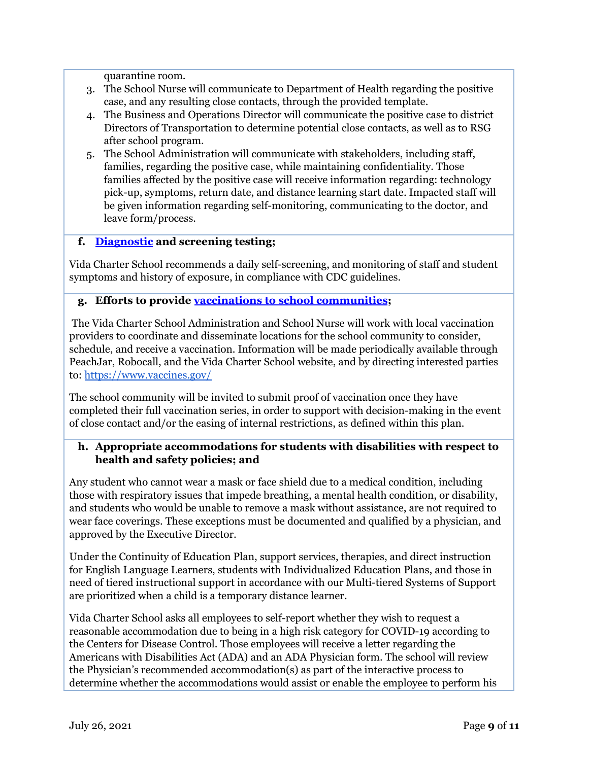quarantine room.

3. The School Nurse will communicate to Department of Health regarding the positive case, and any resulting close contacts, through the provided template.
4. The Business and Operations Director will communicate the positive case to district Directors of Transportation to determine potential close contacts, as well as to RSG after school program.
5. The School Administration will communicate with stakeholders, including staff, families, regarding the positive case, while maintaining confidentiality. Those families affected by the positive case will receive information regarding: technology pick-up, symptoms, return date, and distance learning start date. Impacted staff will be given information regarding self-monitoring, communicating to the doctor, and leave form/process.

**f. Diagnostic and screening testing;**

Vida Charter School recommends a daily self-screening, and monitoring of staff and student symptoms and history of exposure, in compliance with CDC guidelines.

**g. Efforts to provide vaccinations to school communities;**

The Vida Charter School Administration and School Nurse will work with local vaccination providers to coordinate and disseminate locations for the school community to consider, schedule, and receive a vaccination. Information will be made periodically available through PeachJar, Robocall, and the Vida Charter School website, and by directing interested parties to: https://www.vaccines.gov/

The school community will be invited to submit proof of vaccination once they have completed their full vaccination series, in order to support with decision-making in the event of close contact and/or the easing of internal restrictions, as defined within this plan.

**h. Appropriate accommodations for students with disabilities with respect to health and safety policies; and**

Any student who cannot wear a mask or face shield due to a medical condition, including those with respiratory issues that impede breathing, a mental health condition, or disability, and students who would be unable to remove a mask without assistance, are not required to wear face coverings. These exceptions must be documented and qualified by a physician, and approved by the Executive Director.

Under the Continuity of Education Plan, support services, therapies, and direct instruction for English Language Learners, students with Individualized Education Plans, and those in need of tiered instructional support in accordance with our Multi-tiered Systems of Support are prioritized when a child is a temporary distance learner.

Vida Charter School asks all employees to self-report whether they wish to request a reasonable accommodation due to being in a high risk category for COVID-19 according to the Centers for Disease Control. Those employees will receive a letter regarding the Americans with Disabilities Act (ADA) and an ADA Physician form. The school will review the Physician's recommended accommodation(s) as part of the interactive process to determine whether the accommodations would assist or enable the employee to perform his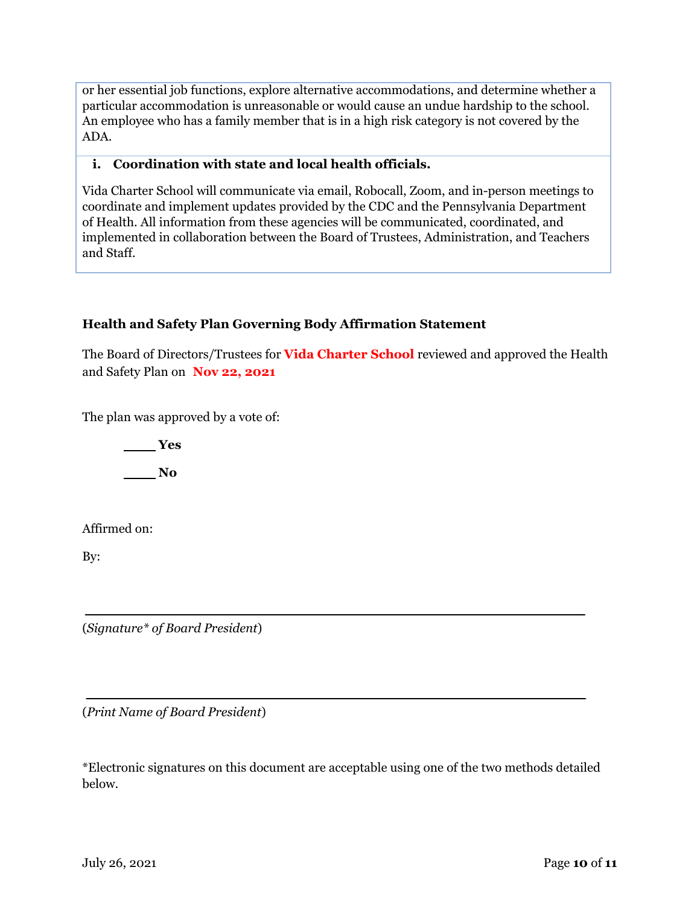or her essential job functions, explore alternative accommodations, and determine whether a particular accommodation is unreasonable or would cause an undue hardship to the school. An employee who has a family member that is in a high risk category is not covered by the ADA.

**i. Coordination with state and local health officials.**

Vida Charter School will communicate via email, Robocall, Zoom, and in-person meetings to coordinate and implement updates provided by the CDC and the Pennsylvania Department of Health. All information from these agencies will be communicated, coordinated, and implemented in collaboration between the Board of Trustees, Administration, and Teachers and Staff.

### Health and Safety Plan Governing Body Affirmation Statement

The Board of Directors/Trustees for **Vida Charter School** reviewed and approved the Health and Safety Plan on **Nov 22, 2021**

The plan was approved by a vote of:

____ **Yes**

____ **No**

Affirmed on:

By:

_______________________________________________

(*Signature\* of Board President*)

_______________________________________________

(*Print Name of Board President*)

*Electronic signatures on this document are acceptable using one of the two methods detailed below.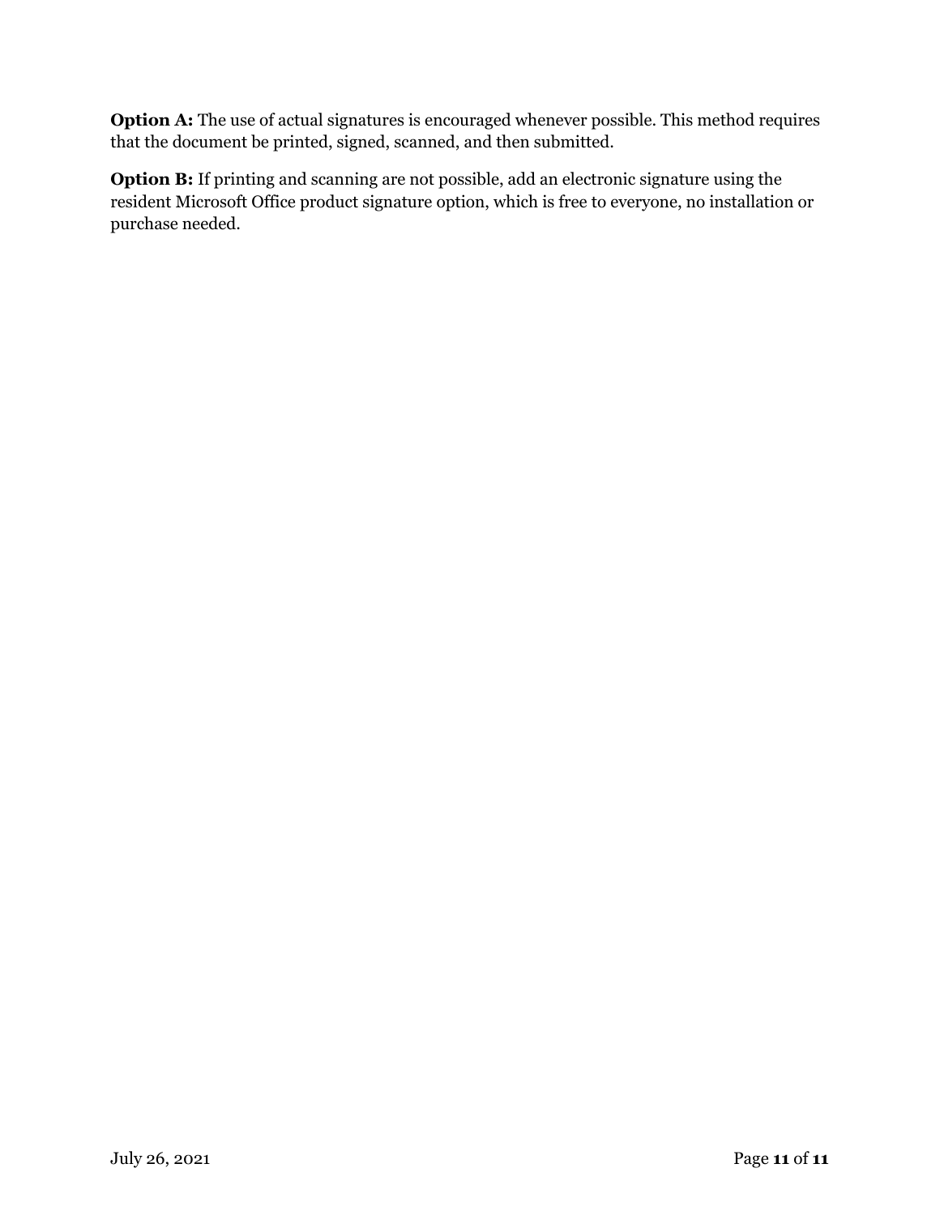**Option A:** The use of actual signatures is encouraged whenever possible. This method requires that the document be printed, signed, scanned, and then submitted.

**Option B:** If printing and scanning are not possible, add an electronic signature using the resident Microsoft Office product signature option, which is free to everyone, no installation or purchase needed.